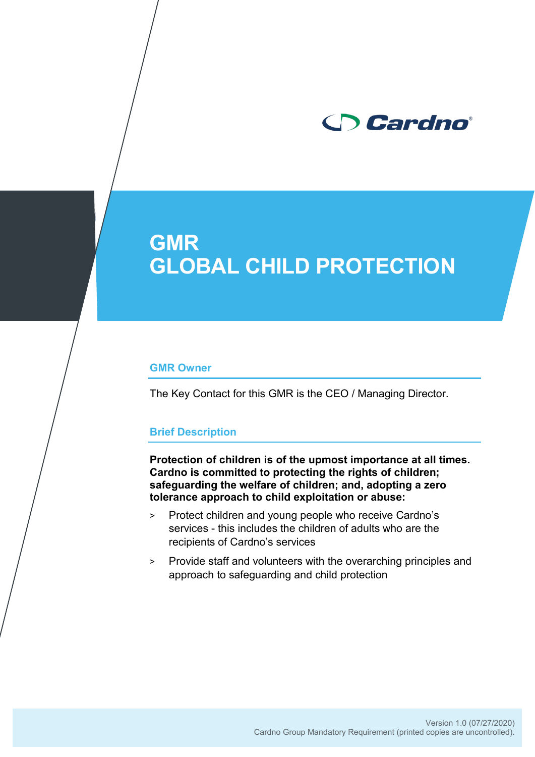# GMR
# GLOBAL CHILD PROTECTION

## GMR Owner

The Key Contact for this GMR is the CEO / Managing Director.

## Brief Description

**Protection of children is of the upmost importance at all times. Cardno is committed to protecting the rights of children; safeguarding the welfare of children; and, adopting a zero tolerance approach to child exploitation or abuse:**

- Protect children and young people who receive Cardno's services - this includes the children of adults who are the recipients of Cardno's services
- Provide staff and volunteers with the overarching principles and approach to safeguarding and child protection

Version 1.0 (07/27/2020)
Cardno Group Mandatory Requirement (printed copies are uncontrolled).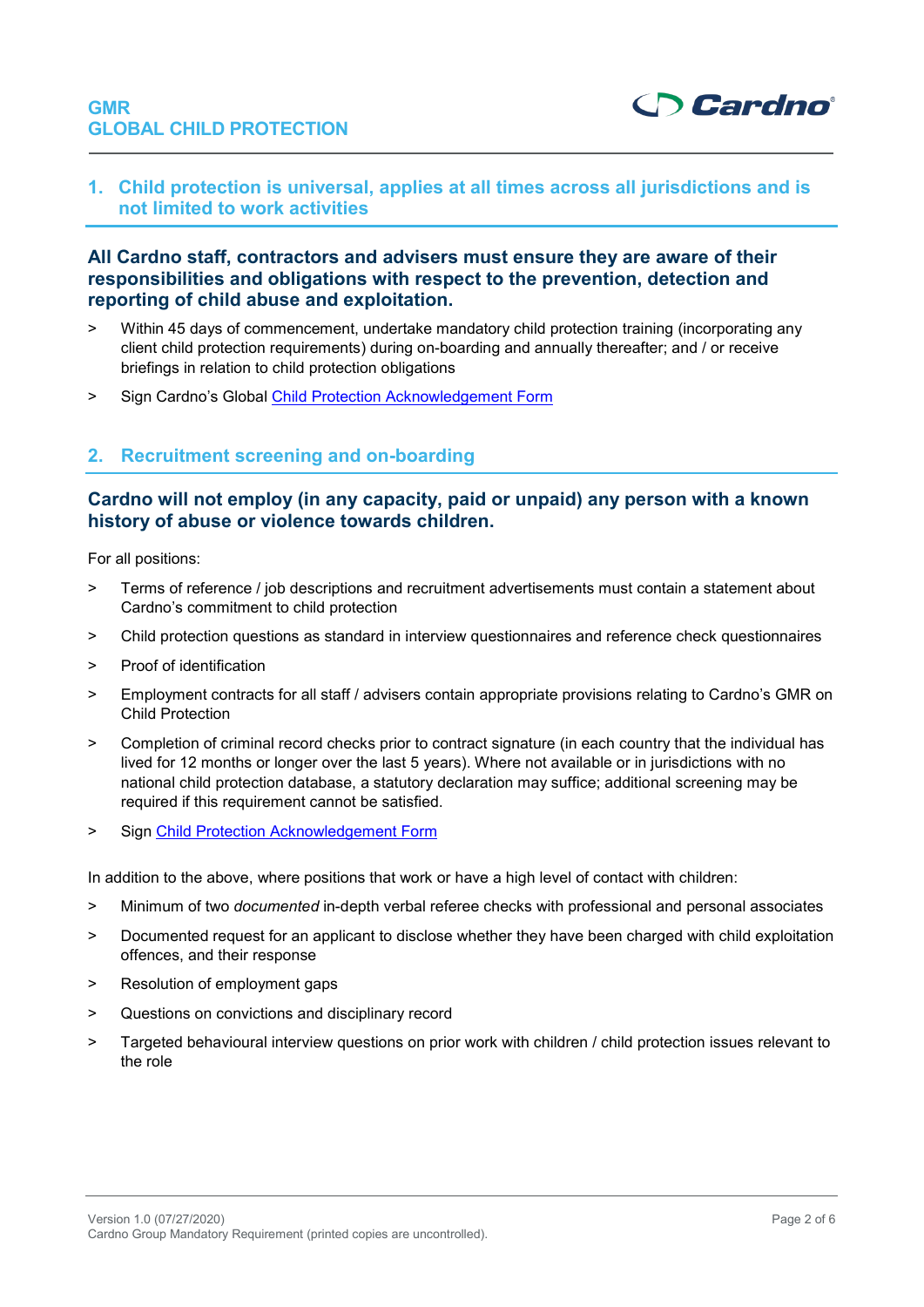## 1. Child protection is universal, applies at all times across all jurisdictions and is not limited to work activities

### All Cardno staff, contractors and advisers must ensure they are aware of their responsibilities and obligations with respect to the prevention, detection and reporting of child abuse and exploitation.

- Within 45 days of commencement, undertake mandatory child protection training (incorporating any client child protection requirements) during on-boarding and annually thereafter; and / or receive briefings in relation to child protection obligations
- Sign Cardno's Global Child Protection Acknowledgement Form

## 2. Recruitment screening and on-boarding

### Cardno will not employ (in any capacity, paid or unpaid) any person with a known history of abuse or violence towards children.

For all positions:

- Terms of reference / job descriptions and recruitment advertisements must contain a statement about Cardno's commitment to child protection
- Child protection questions as standard in interview questionnaires and reference check questionnaires
- Proof of identification
- Employment contracts for all staff / advisers contain appropriate provisions relating to Cardno's GMR on Child Protection
- Completion of criminal record checks prior to contract signature (in each country that the individual has lived for 12 months or longer over the last 5 years). Where not available or in jurisdictions with no national child protection database, a statutory declaration may suffice; additional screening may be required if this requirement cannot be satisfied.
- Sign Child Protection Acknowledgement Form

In addition to the above, where positions that work or have a high level of contact with children:

- Minimum of two *documented* in-depth verbal referee checks with professional and personal associates
- Documented request for an applicant to disclose whether they have been charged with child exploitation offences, and their response
- Resolution of employment gaps
- Questions on convictions and disciplinary record
- Targeted behavioural interview questions on prior work with children / child protection issues relevant to the role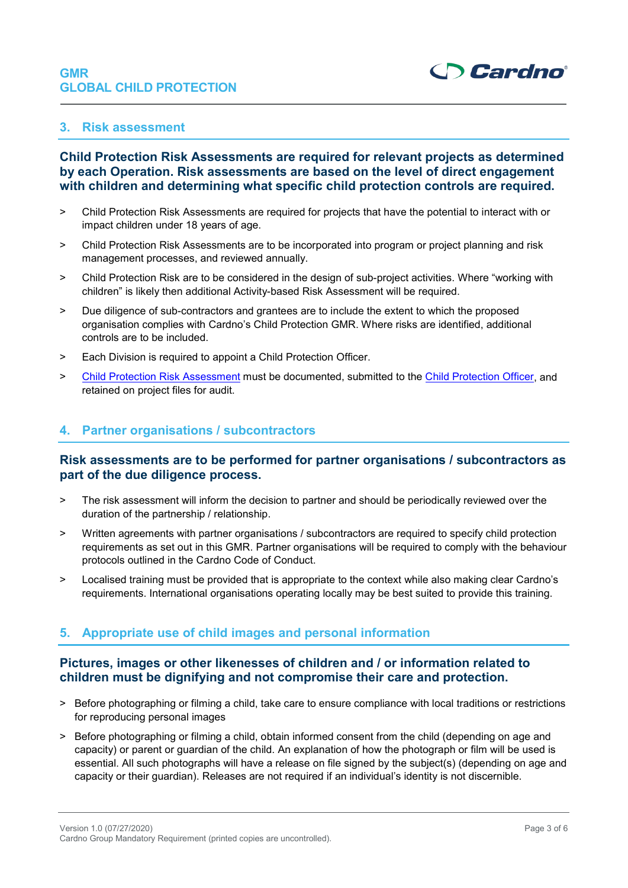## 3. Risk assessment

**Child Protection Risk Assessments are required for relevant projects as determined by each Operation. Risk assessments are based on the level of direct engagement with children and determining what specific child protection controls are required.**

> Child Protection Risk Assessments are required for projects that have the potential to interact with or impact children under 18 years of age.

> Child Protection Risk Assessments are to be incorporated into program or project planning and risk management processes, and reviewed annually.

> Child Protection Risk are to be considered in the design of sub-project activities. Where "working with children" is likely then additional Activity-based Risk Assessment will be required.

> Due diligence of sub-contractors and grantees are to include the extent to which the proposed organisation complies with Cardno's Child Protection GMR. Where risks are identified, additional controls are to be included.

> Each Division is required to appoint a Child Protection Officer.

> Child Protection Risk Assessment must be documented, submitted to the Child Protection Officer, and retained on project files for audit.

## 4. Partner organisations / subcontractors

**Risk assessments are to be performed for partner organisations / subcontractors as part of the due diligence process.**

> The risk assessment will inform the decision to partner and should be periodically reviewed over the duration of the partnership / relationship.

> Written agreements with partner organisations / subcontractors are required to specify child protection requirements as set out in this GMR. Partner organisations will be required to comply with the behaviour protocols outlined in the Cardno Code of Conduct.

> Localised training must be provided that is appropriate to the context while also making clear Cardno's requirements. International organisations operating locally may be best suited to provide this training.

## 5. Appropriate use of child images and personal information

**Pictures, images or other likenesses of children and / or information related to children must be dignifying and not compromise their care and protection.**

> Before photographing or filming a child, take care to ensure compliance with local traditions or restrictions for reproducing personal images

> Before photographing or filming a child, obtain informed consent from the child (depending on age and capacity) or parent or guardian of the child. An explanation of how the photograph or film will be used is essential. All such photographs will have a release on file signed by the subject(s) (depending on age and capacity or their guardian). Releases are not required if an individual's identity is not discernible.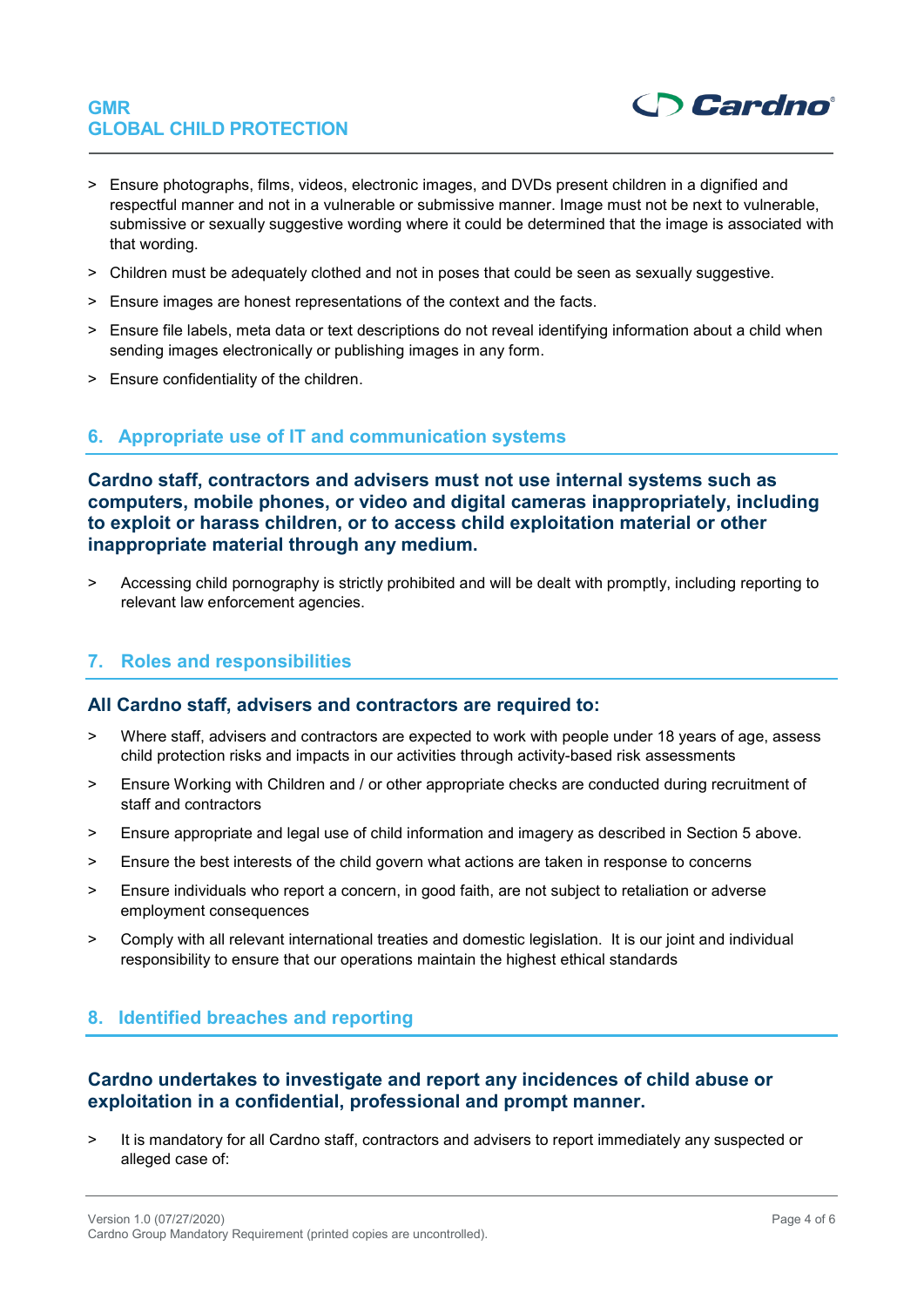- Ensure photographs, films, videos, electronic images, and DVDs present children in a dignified and respectful manner and not in a vulnerable or submissive manner. Image must not be next to vulnerable, submissive or sexually suggestive wording where it could be determined that the image is associated with that wording.
- Children must be adequately clothed and not in poses that could be seen as sexually suggestive.
- Ensure images are honest representations of the context and the facts.
- Ensure file labels, meta data or text descriptions do not reveal identifying information about a child when sending images electronically or publishing images in any form.
- Ensure confidentiality of the children.

## 6. Appropriate use of IT and communication systems

**Cardno staff, contractors and advisers must not use internal systems such as computers, mobile phones, or video and digital cameras inappropriately, including to exploit or harass children, or to access child exploitation material or other inappropriate material through any medium.**

- Accessing child pornography is strictly prohibited and will be dealt with promptly, including reporting to relevant law enforcement agencies.

## 7. Roles and responsibilities

### All Cardno staff, advisers and contractors are required to:

- Where staff, advisers and contractors are expected to work with people under 18 years of age, assess child protection risks and impacts in our activities through activity-based risk assessments
- Ensure Working with Children and / or other appropriate checks are conducted during recruitment of staff and contractors
- Ensure appropriate and legal use of child information and imagery as described in Section 5 above.
- Ensure the best interests of the child govern what actions are taken in response to concerns
- Ensure individuals who report a concern, in good faith, are not subject to retaliation or adverse employment consequences
- Comply with all relevant international treaties and domestic legislation. It is our joint and individual responsibility to ensure that our operations maintain the highest ethical standards

## 8. Identified breaches and reporting

**Cardno undertakes to investigate and report any incidences of child abuse or exploitation in a confidential, professional and prompt manner.**

- It is mandatory for all Cardno staff, contractors and advisers to report immediately any suspected or alleged case of: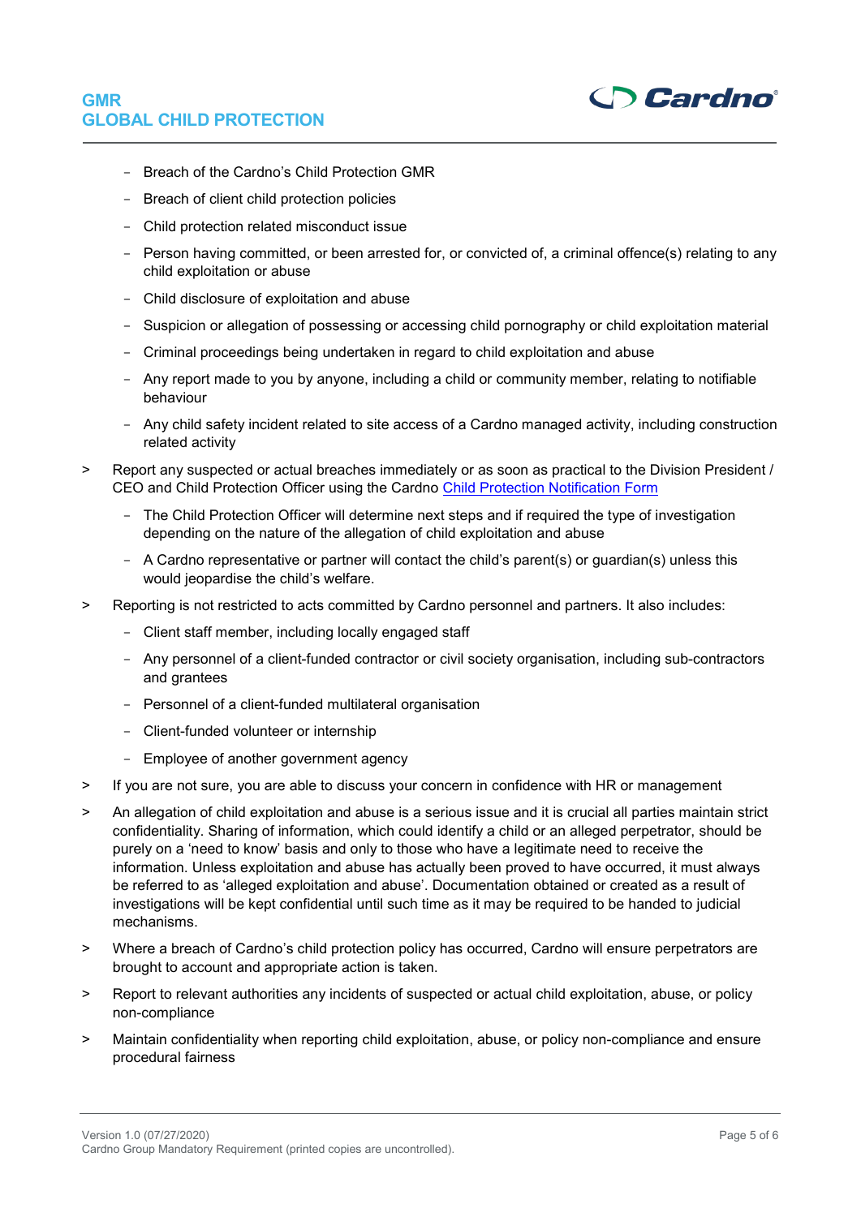- Breach of the Cardno's Child Protection GMR
  - Breach of client child protection policies
  - Child protection related misconduct issue
  - Person having committed, or been arrested for, or convicted of, a criminal offence(s) relating to any child exploitation or abuse
  - Child disclosure of exploitation and abuse
  - Suspicion or allegation of possessing or accessing child pornography or child exploitation material
  - Criminal proceedings being undertaken in regard to child exploitation and abuse
  - Any report made to you by anyone, including a child or community member, relating to notifiable behaviour
  - Any child safety incident related to site access of a Cardno managed activity, including construction related activity

- Report any suspected or actual breaches immediately or as soon as practical to the Division President / CEO and Child Protection Officer using the Cardno Child Protection Notification Form
  - The Child Protection Officer will determine next steps and if required the type of investigation depending on the nature of the allegation of child exploitation and abuse
  - A Cardno representative or partner will contact the child's parent(s) or guardian(s) unless this would jeopardise the child's welfare.
- Reporting is not restricted to acts committed by Cardno personnel and partners. It also includes:
  - Client staff member, including locally engaged staff
  - Any personnel of a client-funded contractor or civil society organisation, including sub-contractors and grantees
  - Personnel of a client-funded multilateral organisation
  - Client-funded volunteer or internship
  - Employee of another government agency
- If you are not sure, you are able to discuss your concern in confidence with HR or management
- An allegation of child exploitation and abuse is a serious issue and it is crucial all parties maintain strict confidentiality. Sharing of information, which could identify a child or an alleged perpetrator, should be purely on a 'need to know' basis and only to those who have a legitimate need to receive the information. Unless exploitation and abuse has actually been proved to have occurred, it must always be referred to as 'alleged exploitation and abuse'. Documentation obtained or created as a result of investigations will be kept confidential until such time as it may be required to be handed to judicial mechanisms.
- Where a breach of Cardno's child protection policy has occurred, Cardno will ensure perpetrators are brought to account and appropriate action is taken.
- Report to relevant authorities any incidents of suspected or actual child exploitation, abuse, or policy non-compliance
- Maintain confidentiality when reporting child exploitation, abuse, or policy non-compliance and ensure procedural fairness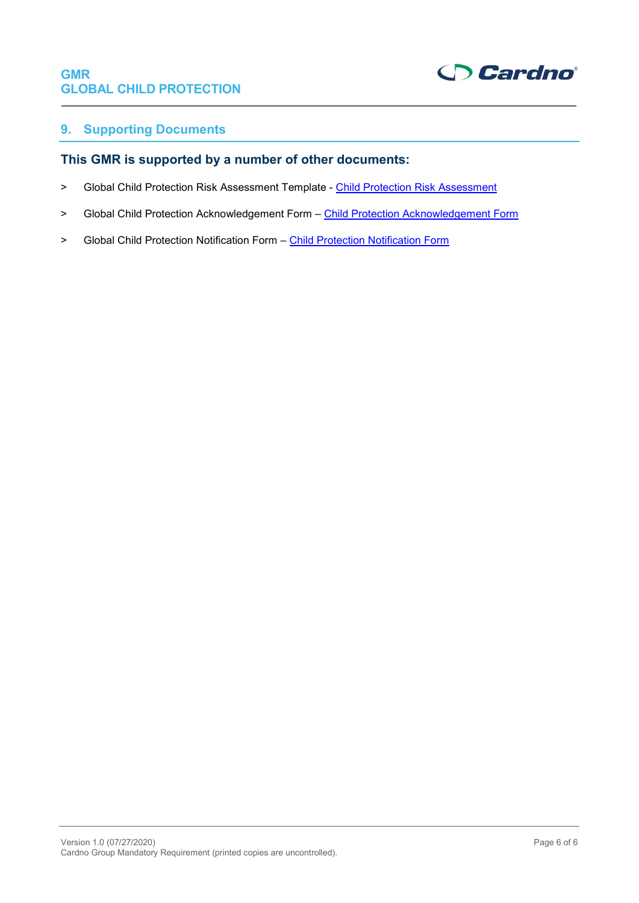## 9. Supporting Documents

### This GMR is supported by a number of other documents:

> Global Child Protection Risk Assessment Template - Child Protection Risk Assessment

> Global Child Protection Acknowledgement Form – Child Protection Acknowledgement Form

> Global Child Protection Notification Form – Child Protection Notification Form